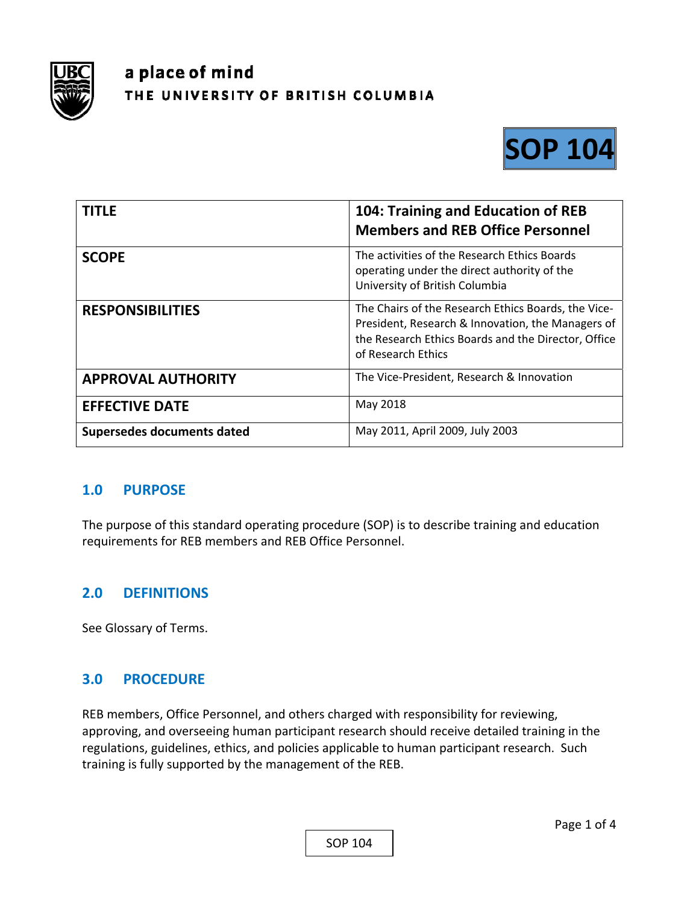a place of mind
THE UNIVERSITY OF BRITISH COLUMBIA

# SOP 104

| TITLE | 104: Training and Education of REB Members and REB Office Personnel |
|---|---|
| SCOPE | The activities of the Research Ethics Boards operating under the direct authority of the University of British Columbia |
| RESPONSIBILITIES | The Chairs of the Research Ethics Boards, the Vice-President, Research & Innovation, the Managers of the Research Ethics Boards and the Director, Office of Research Ethics |
| APPROVAL AUTHORITY | The Vice-President, Research & Innovation |
| EFFECTIVE DATE | May 2018 |
| Supersedes documents dated | May 2011, April 2009, July 2003 |

## 1.0 PURPOSE

The purpose of this standard operating procedure (SOP) is to describe training and education requirements for REB members and REB Office Personnel.

## 2.0 DEFINITIONS

See Glossary of Terms.

## 3.0 PROCEDURE

REB members, Office Personnel, and others charged with responsibility for reviewing, approving, and overseeing human participant research should receive detailed training in the regulations, guidelines, ethics, and policies applicable to human participant research. Such training is fully supported by the management of the REB.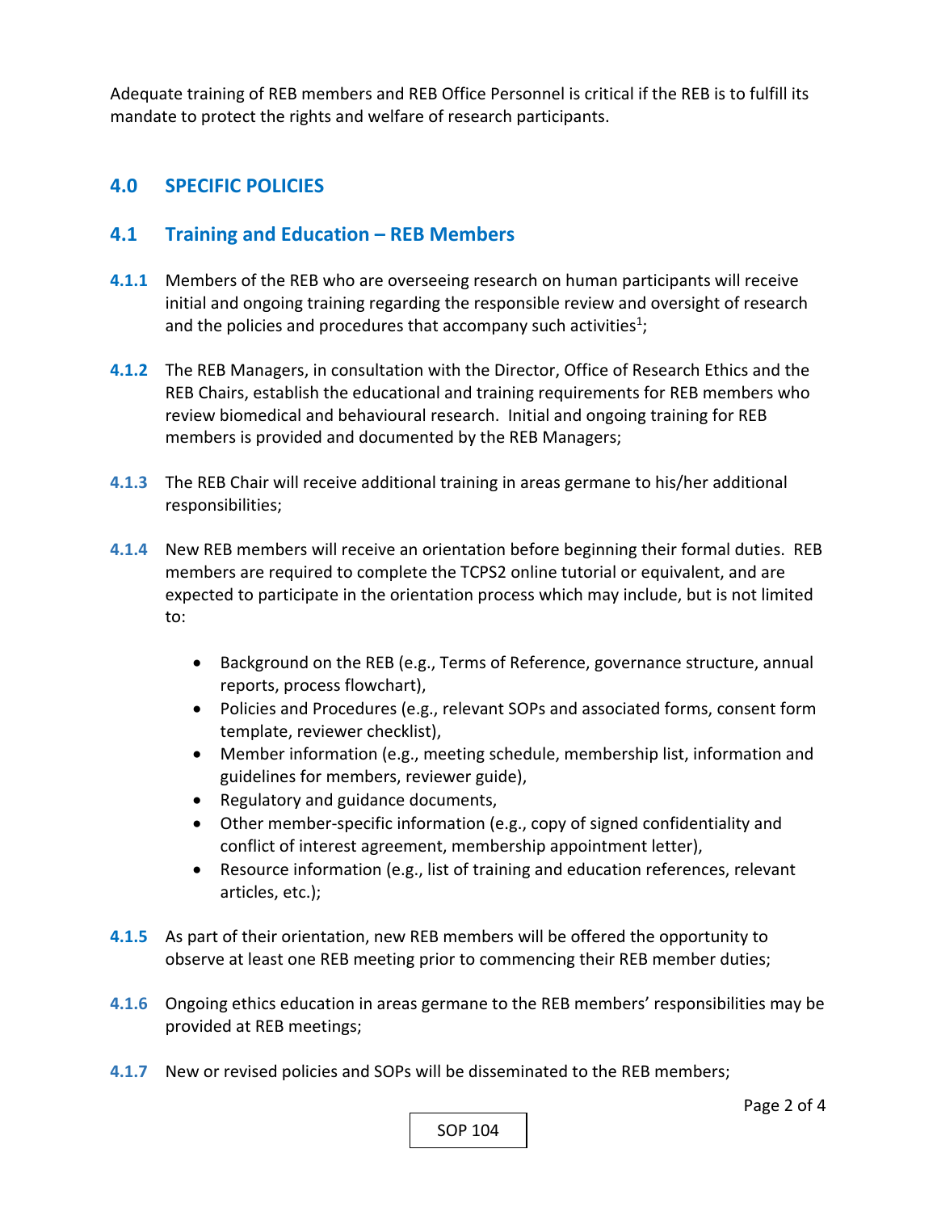Adequate training of REB members and REB Office Personnel is critical if the REB is to fulfill its mandate to protect the rights and welfare of research participants.

## 4.0 SPECIFIC POLICIES

### 4.1 Training and Education – REB Members

**4.1.1** Members of the REB who are overseeing research on human participants will receive initial and ongoing training regarding the responsible review and oversight of research and the policies and procedures that accompany such activities[1];

**4.1.2** The REB Managers, in consultation with the Director, Office of Research Ethics and the REB Chairs, establish the educational and training requirements for REB members who review biomedical and behavioural research. Initial and ongoing training for REB members is provided and documented by the REB Managers;

**4.1.3** The REB Chair will receive additional training in areas germane to his/her additional responsibilities;

**4.1.4** New REB members will receive an orientation before beginning their formal duties. REB members are required to complete the TCPS2 online tutorial or equivalent, and are expected to participate in the orientation process which may include, but is not limited to:

- Background on the REB (e.g., Terms of Reference, governance structure, annual reports, process flowchart),
- Policies and Procedures (e.g., relevant SOPs and associated forms, consent form template, reviewer checklist),
- Member information (e.g., meeting schedule, membership list, information and guidelines for members, reviewer guide),
- Regulatory and guidance documents,
- Other member-specific information (e.g., copy of signed confidentiality and conflict of interest agreement, membership appointment letter),
- Resource information (e.g., list of training and education references, relevant articles, etc.);

**4.1.5** As part of their orientation, new REB members will be offered the opportunity to observe at least one REB meeting prior to commencing their REB member duties;

**4.1.6** Ongoing ethics education in areas germane to the REB members' responsibilities may be provided at REB meetings;

**4.1.7** New or revised policies and SOPs will be disseminated to the REB members;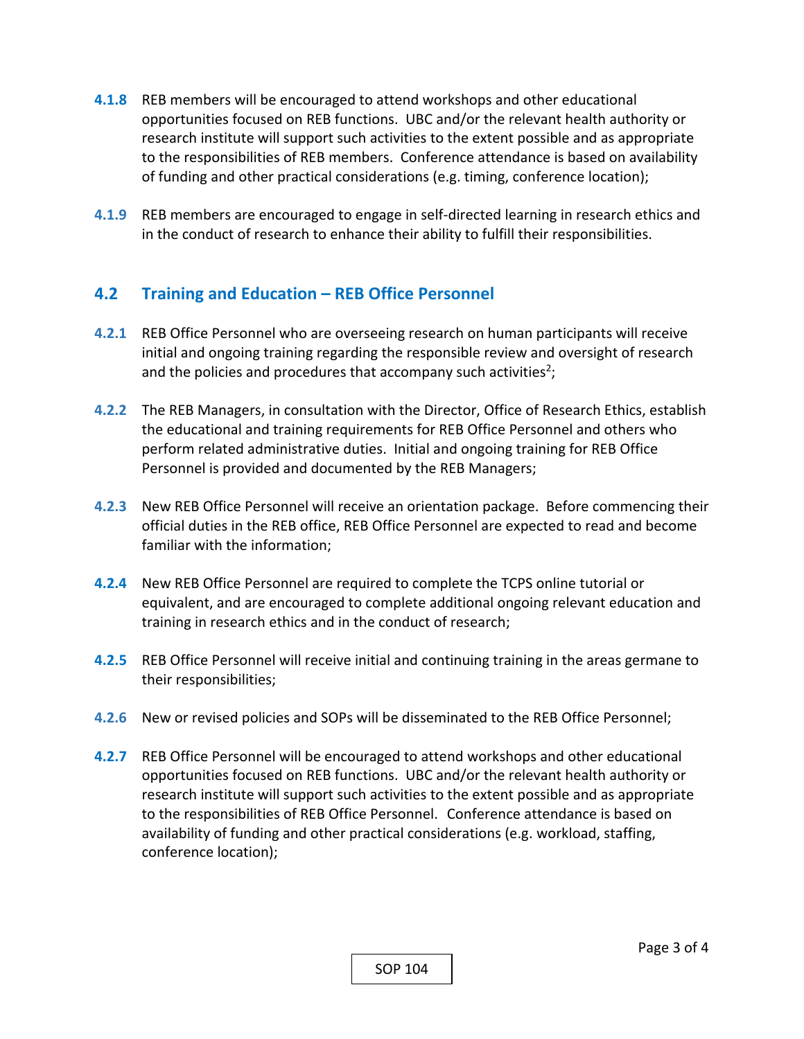**4.1.8** REB members will be encouraged to attend workshops and other educational opportunities focused on REB functions. UBC and/or the relevant health authority or research institute will support such activities to the extent possible and as appropriate to the responsibilities of REB members. Conference attendance is based on availability of funding and other practical considerations (e.g. timing, conference location);

**4.1.9** REB members are encouraged to engage in self-directed learning in research ethics and in the conduct of research to enhance their ability to fulfill their responsibilities.

## 4.2 Training and Education – REB Office Personnel

**4.2.1** REB Office Personnel who are overseeing research on human participants will receive initial and ongoing training regarding the responsible review and oversight of research and the policies and procedures that accompany such activities[2];

**4.2.2** The REB Managers, in consultation with the Director, Office of Research Ethics, establish the educational and training requirements for REB Office Personnel and others who perform related administrative duties. Initial and ongoing training for REB Office Personnel is provided and documented by the REB Managers;

**4.2.3** New REB Office Personnel will receive an orientation package. Before commencing their official duties in the REB office, REB Office Personnel are expected to read and become familiar with the information;

**4.2.4** New REB Office Personnel are required to complete the TCPS online tutorial or equivalent, and are encouraged to complete additional ongoing relevant education and training in research ethics and in the conduct of research;

**4.2.5** REB Office Personnel will receive initial and continuing training in the areas germane to their responsibilities;

**4.2.6** New or revised policies and SOPs will be disseminated to the REB Office Personnel;

**4.2.7** REB Office Personnel will be encouraged to attend workshops and other educational opportunities focused on REB functions. UBC and/or the relevant health authority or research institute will support such activities to the extent possible and as appropriate to the responsibilities of REB Office Personnel. Conference attendance is based on availability of funding and other practical considerations (e.g. workload, staffing, conference location);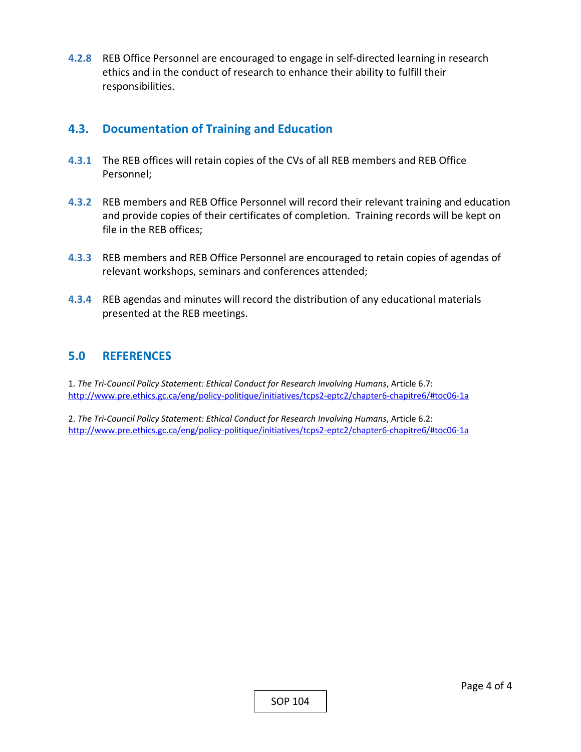**4.2.8** REB Office Personnel are encouraged to engage in self-directed learning in research ethics and in the conduct of research to enhance their ability to fulfill their responsibilities.

## 4.3. Documentation of Training and Education

**4.3.1** The REB offices will retain copies of the CVs of all REB members and REB Office Personnel;

**4.3.2** REB members and REB Office Personnel will record their relevant training and education and provide copies of their certificates of completion. Training records will be kept on file in the REB offices;

**4.3.3** REB members and REB Office Personnel are encouraged to retain copies of agendas of relevant workshops, seminars and conferences attended;

**4.3.4** REB agendas and minutes will record the distribution of any educational materials presented at the REB meetings.

## 5.0 REFERENCES

1. *The Tri-Council Policy Statement: Ethical Conduct for Research Involving Humans*, Article 6.7: http://www.pre.ethics.gc.ca/eng/policy-politique/initiatives/tcps2-eptc2/chapter6-chapitre6/#toc06-1a

2. *The Tri-Council Policy Statement: Ethical Conduct for Research Involving Humans*, Article 6.2: http://www.pre.ethics.gc.ca/eng/policy-politique/initiatives/tcps2-eptc2/chapter6-chapitre6/#toc06-1a